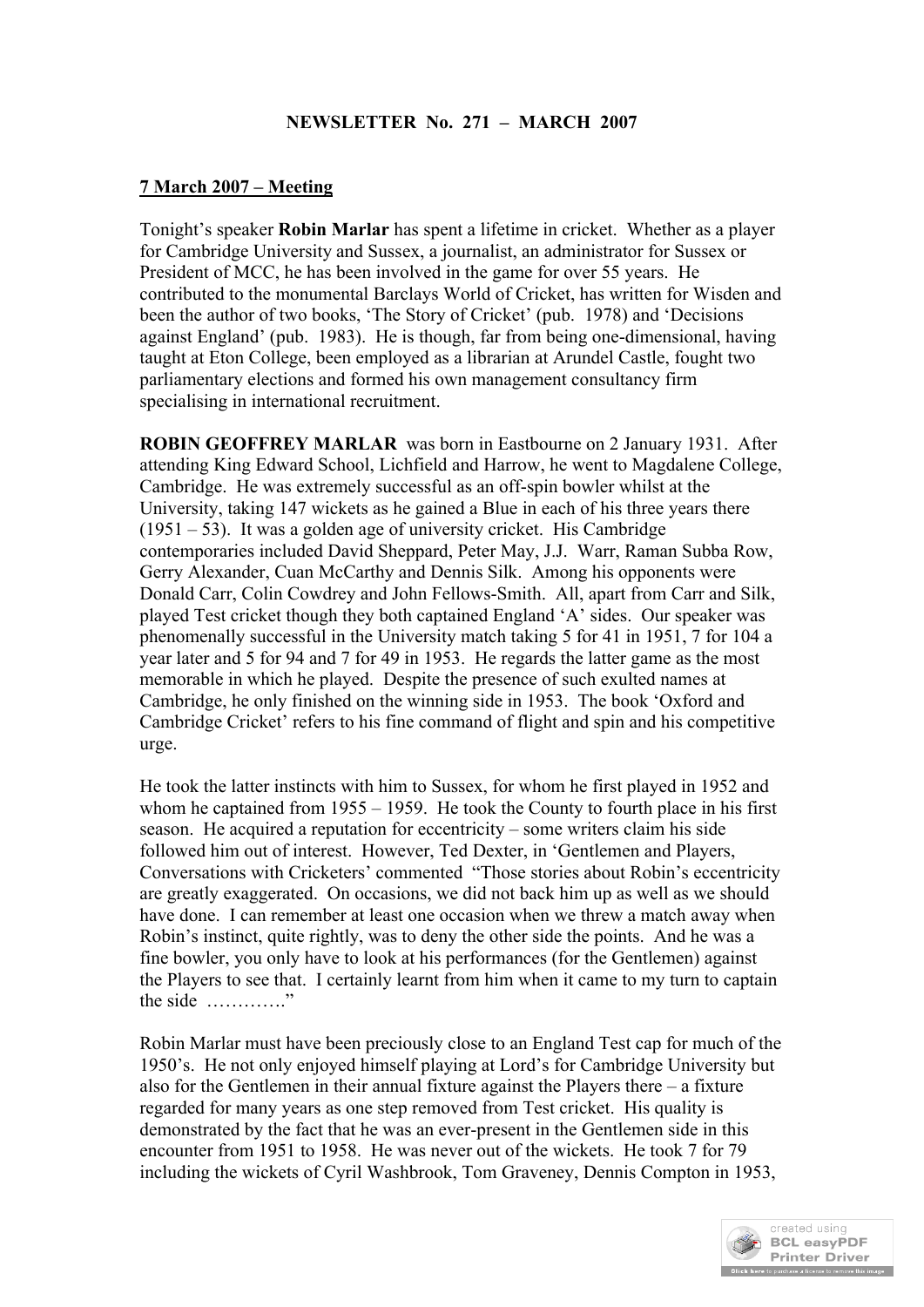**NEWSLETTER No. 271 – MARCH 2007**

**7 March 2007 – Meeting**

Tonight's speaker **Robin Marlar** has spent a lifetime in cricket. Whether as a player for Cambridge University and Sussex, a journalist, an administrator for Sussex or President of MCC, he has been involved in the game for over 55 years. He contributed to the monumental Barclays World of Cricket, has written for Wisden and been the author of two books, 'The Story of Cricket' (pub. 1978) and 'Decisions against England' (pub. 1983). He is though, far from being one-dimensional, having taught at Eton College, been employed as a librarian at Arundel Castle, fought two parliamentary elections and formed his own management consultancy firm specialising in international recruitment.

**ROBIN GEOFFREY MARLAR** was born in Eastbourne on 2 January 1931. After attending King Edward School, Lichfield and Harrow, he went to Magdalene College, Cambridge. He was extremely successful as an off-spin bowler whilst at the University, taking 147 wickets as he gained a Blue in each of his three years there (1951 – 53). It was a golden age of university cricket. His Cambridge contemporaries included David Sheppard, Peter May, J.J. Warr, Raman Subba Row, Gerry Alexander, Cuan McCarthy and Dennis Silk. Among his opponents were Donald Carr, Colin Cowdrey and John Fellows-Smith. All, apart from Carr and Silk, played Test cricket though they both captained England 'A' sides. Our speaker was phenomenally successful in the University match taking 5 for 41 in 1951, 7 for 104 a year later and 5 for 94 and 7 for 49 in 1953. He regards the latter game as the most memorable in which he played. Despite the presence of such exulted names at Cambridge, he only finished on the winning side in 1953. The book 'Oxford and Cambridge Cricket' refers to his fine command of flight and spin and his competitive urge.

He took the latter instincts with him to Sussex, for whom he first played in 1952 and whom he captained from 1955 – 1959. He took the County to fourth place in his first season. He acquired a reputation for eccentricity – some writers claim his side followed him out of interest. However, Ted Dexter, in 'Gentlemen and Players, Conversations with Cricketers' commented "Those stories about Robin's eccentricity are greatly exaggerated. On occasions, we did not back him up as well as we should have done. I can remember at least one occasion when we threw a match away when Robin's instinct, quite rightly, was to deny the other side the points. And he was a fine bowler, you only have to look at his performances (for the Gentlemen) against the Players to see that. I certainly learnt from him when it came to my turn to captain the side …………."

Robin Marlar must have been preciously close to an England Test cap for much of the 1950's. He not only enjoyed himself playing at Lord's for Cambridge University but also for the Gentlemen in their annual fixture against the Players there – a fixture regarded for many years as one step removed from Test cricket. His quality is demonstrated by the fact that he was an ever-present in the Gentlemen side in this encounter from 1951 to 1958. He was never out of the wickets. He took 7 for 79 including the wickets of Cyril Washbrook, Tom Graveney, Dennis Compton in 1953,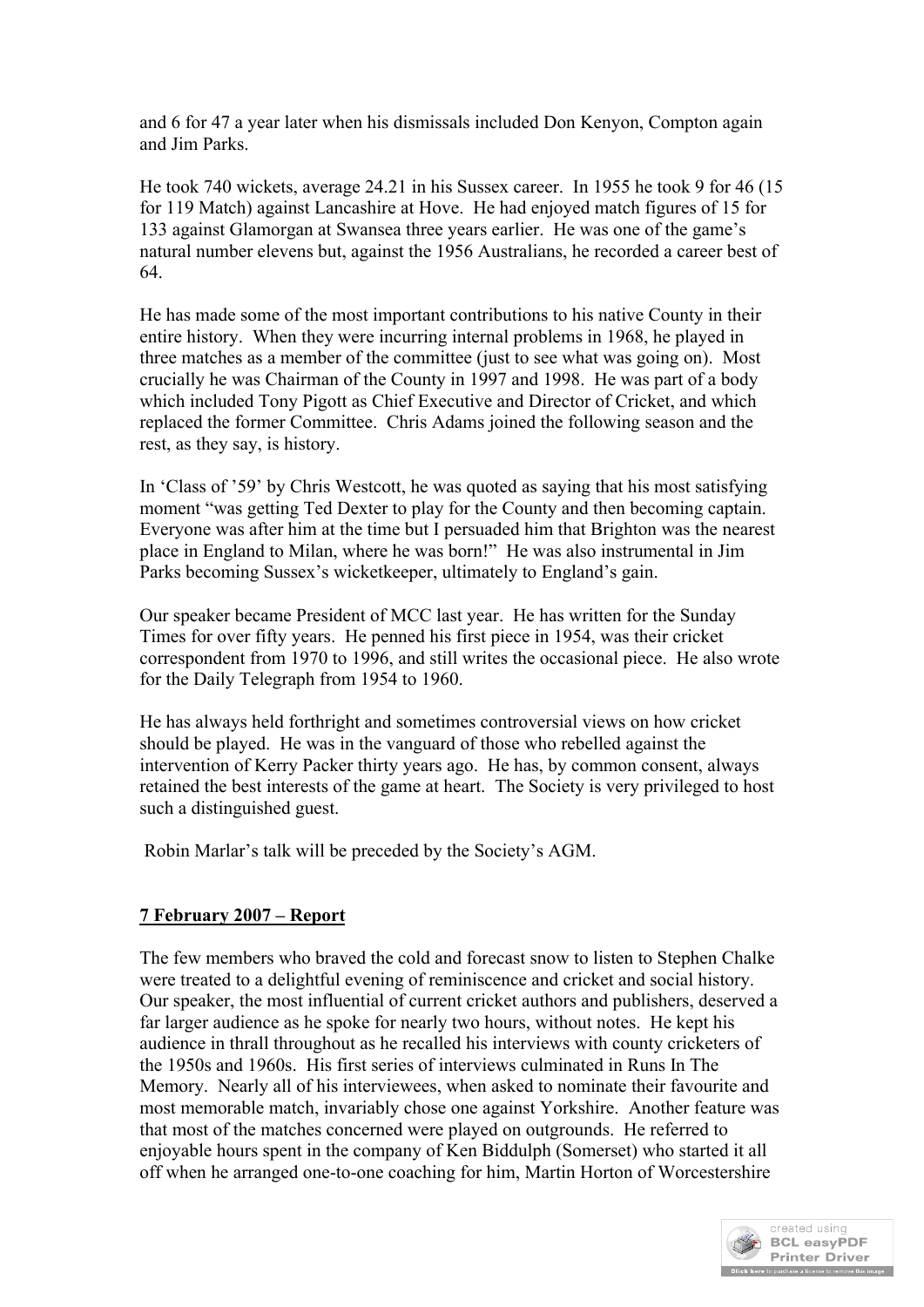and 6 for 47 a year later when his dismissals included Don Kenyon, Compton again and Jim Parks.

He took 740 wickets, average 24.21 in his Sussex career. In 1955 he took 9 for 46 (15 for 119 Match) against Lancashire at Hove. He had enjoyed match figures of 15 for 133 against Glamorgan at Swansea three years earlier. He was one of the game's natural number elevens but, against the 1956 Australians, he recorded a career best of 64.

He has made some of the most important contributions to his native County in their entire history. When they were incurring internal problems in 1968, he played in three matches as a member of the committee (just to see what was going on). Most crucially he was Chairman of the County in 1997 and 1998. He was part of a body which included Tony Pigott as Chief Executive and Director of Cricket, and which replaced the former Committee. Chris Adams joined the following season and the rest, as they say, is history.

In 'Class of '59' by Chris Westcott, he was quoted as saying that his most satisfying moment "was getting Ted Dexter to play for the County and then becoming captain. Everyone was after him at the time but I persuaded him that Brighton was the nearest place in England to Milan, where he was born!" He was also instrumental in Jim Parks becoming Sussex's wicketkeeper, ultimately to England's gain.

Our speaker became President of MCC last year. He has written for the Sunday Times for over fifty years. He penned his first piece in 1954, was their cricket correspondent from 1970 to 1996, and still writes the occasional piece. He also wrote for the Daily Telegraph from 1954 to 1960.

He has always held forthright and sometimes controversial views on how cricket should be played. He was in the vanguard of those who rebelled against the intervention of Kerry Packer thirty years ago. He has, by common consent, always retained the best interests of the game at heart. The Society is very privileged to host such a distinguished guest.

Robin Marlar's talk will be preceded by the Society's AGM.

## 7 February 2007 – Report

The few members who braved the cold and forecast snow to listen to Stephen Chalke were treated to a delightful evening of reminiscence and cricket and social history. Our speaker, the most influential of current cricket authors and publishers, deserved a far larger audience as he spoke for nearly two hours, without notes. He kept his audience in thrall throughout as he recalled his interviews with county cricketers of the 1950s and 1960s. His first series of interviews culminated in Runs In The Memory. Nearly all of his interviewees, when asked to nominate their favourite and most memorable match, invariably chose one against Yorkshire. Another feature was that most of the matches concerned were played on outgrounds. He referred to enjoyable hours spent in the company of Ken Biddulph (Somerset) who started it all off when he arranged one-to-one coaching for him, Martin Horton of Worcestershire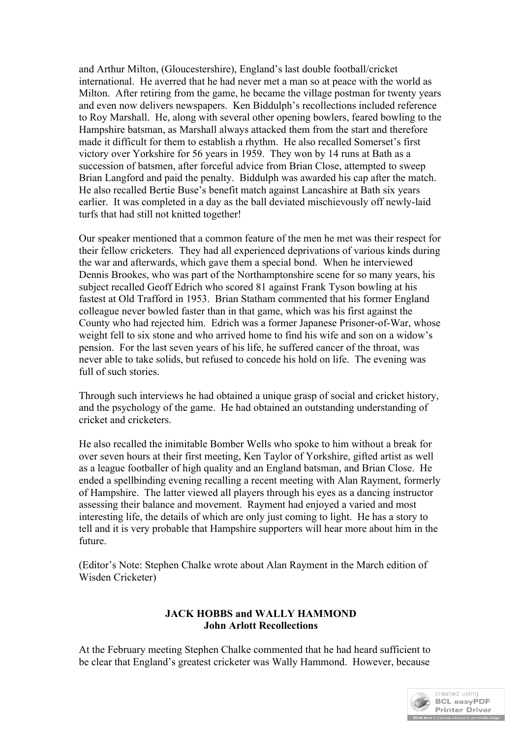and Arthur Milton, (Gloucestershire), England's last double football/cricket international. He averred that he had never met a man so at peace with the world as Milton. After retiring from the game, he became the village postman for twenty years and even now delivers newspapers. Ken Biddulph's recollections included reference to Roy Marshall. He, along with several other opening bowlers, feared bowling to the Hampshire batsman, as Marshall always attacked them from the start and therefore made it difficult for them to establish a rhythm. He also recalled Somerset's first victory over Yorkshire for 56 years in 1959. They won by 14 runs at Bath as a succession of batsmen, after forceful advice from Brian Close, attempted to sweep Brian Langford and paid the penalty. Biddulph was awarded his cap after the match. He also recalled Bertie Buse's benefit match against Lancashire at Bath six years earlier. It was completed in a day as the ball deviated mischievously off newly-laid turfs that had still not knitted together!

Our speaker mentioned that a common feature of the men he met was their respect for their fellow cricketers. They had all experienced deprivations of various kinds during the war and afterwards, which gave them a special bond. When he interviewed Dennis Brookes, who was part of the Northamptonshire scene for so many years, his subject recalled Geoff Edrich who scored 81 against Frank Tyson bowling at his fastest at Old Trafford in 1953. Brian Statham commented that his former England colleague never bowled faster than in that game, which was his first against the County who had rejected him. Edrich was a former Japanese Prisoner-of-War, whose weight fell to six stone and who arrived home to find his wife and son on a widow's pension. For the last seven years of his life, he suffered cancer of the throat, was never able to take solids, but refused to concede his hold on life. The evening was full of such stories.

Through such interviews he had obtained a unique grasp of social and cricket history, and the psychology of the game. He had obtained an outstanding understanding of cricket and cricketers.

He also recalled the inimitable Bomber Wells who spoke to him without a break for over seven hours at their first meeting, Ken Taylor of Yorkshire, gifted artist as well as a league footballer of high quality and an England batsman, and Brian Close. He ended a spellbinding evening recalling a recent meeting with Alan Rayment, formerly of Hampshire. The latter viewed all players through his eyes as a dancing instructor assessing their balance and movement. Rayment had enjoyed a varied and most interesting life, the details of which are only just coming to light. He has a story to tell and it is very probable that Hampshire supporters will hear more about him in the future.

(Editor's Note: Stephen Chalke wrote about Alan Rayment in the March edition of Wisden Cricketer)

## JACK HOBBS and WALLY HAMMOND
### John Arlott Recollections

At the February meeting Stephen Chalke commented that he had heard sufficient to be clear that England's greatest cricketer was Wally Hammond. However, because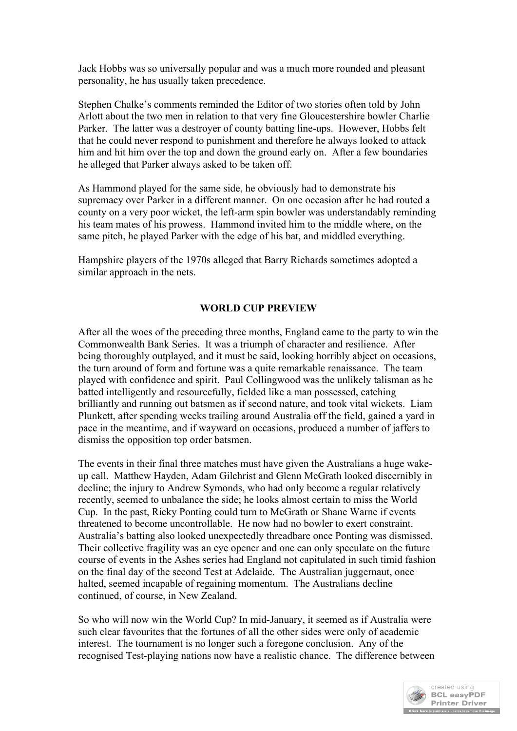Jack Hobbs was so universally popular and was a much more rounded and pleasant personality, he has usually taken precedence.

Stephen Chalke's comments reminded the Editor of two stories often told by John Arlott about the two men in relation to that very fine Gloucestershire bowler Charlie Parker. The latter was a destroyer of county batting line-ups. However, Hobbs felt that he could never respond to punishment and therefore he always looked to attack him and hit him over the top and down the ground early on. After a few boundaries he alleged that Parker always asked to be taken off.

As Hammond played for the same side, he obviously had to demonstrate his supremacy over Parker in a different manner. On one occasion after he had routed a county on a very poor wicket, the left-arm spin bowler was understandably reminding his team mates of his prowess. Hammond invited him to the middle where, on the same pitch, he played Parker with the edge of his bat, and middled everything.

Hampshire players of the 1970s alleged that Barry Richards sometimes adopted a similar approach in the nets.

## WORLD CUP PREVIEW

After all the woes of the preceding three months, England came to the party to win the Commonwealth Bank Series. It was a triumph of character and resilience. After being thoroughly outplayed, and it must be said, looking horribly abject on occasions, the turn around of form and fortune was a quite remarkable renaissance. The team played with confidence and spirit. Paul Collingwood was the unlikely talisman as he batted intelligently and resourcefully, fielded like a man possessed, catching brilliantly and running out batsmen as if second nature, and took vital wickets. Liam Plunkett, after spending weeks trailing around Australia off the field, gained a yard in pace in the meantime, and if wayward on occasions, produced a number of jaffers to dismiss the opposition top order batsmen.

The events in their final three matches must have given the Australians a huge wake-up call. Matthew Hayden, Adam Gilchrist and Glenn McGrath looked discernibly in decline; the injury to Andrew Symonds, who had only become a regular relatively recently, seemed to unbalance the side; he looks almost certain to miss the World Cup. In the past, Ricky Ponting could turn to McGrath or Shane Warne if events threatened to become uncontrollable. He now had no bowler to exert constraint. Australia's batting also looked unexpectedly threadbare once Ponting was dismissed. Their collective fragility was an eye opener and one can only speculate on the future course of events in the Ashes series had England not capitulated in such timid fashion on the final day of the second Test at Adelaide. The Australian juggernaut, once halted, seemed incapable of regaining momentum. The Australians decline continued, of course, in New Zealand.

So who will now win the World Cup? In mid-January, it seemed as if Australia were such clear favourites that the fortunes of all the other sides were only of academic interest. The tournament is no longer such a foregone conclusion. Any of the recognised Test-playing nations now have a realistic chance. The difference between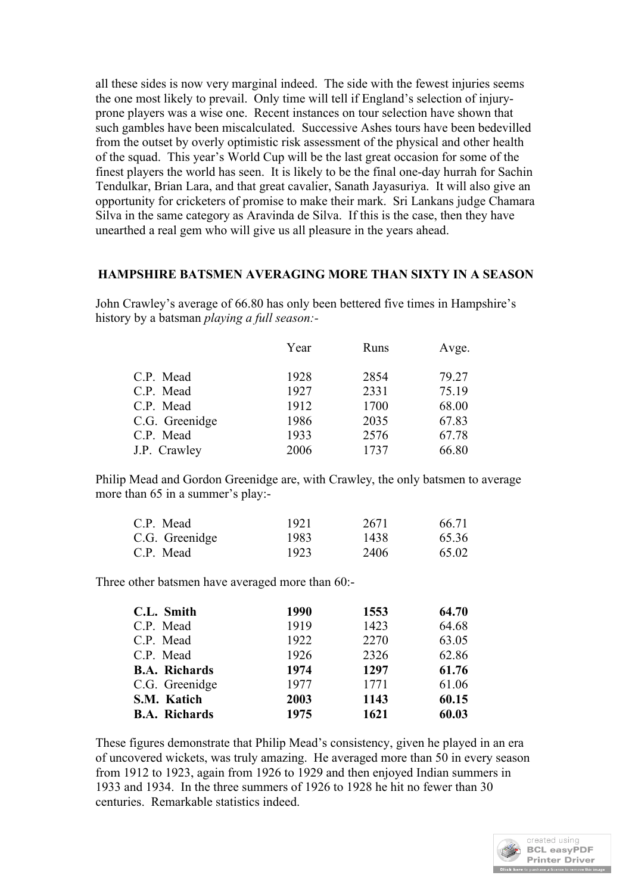all these sides is now very marginal indeed. The side with the fewest injuries seems the one most likely to prevail. Only time will tell if England's selection of injury-prone players was a wise one. Recent instances on tour selection have shown that such gambles have been miscalculated. Successive Ashes tours have been bedevilled from the outset by overly optimistic risk assessment of the physical and other health of the squad. This year's World Cup will be the last great occasion for some of the finest players the world has seen. It is likely to be the final one-day hurrah for Sachin Tendulkar, Brian Lara, and that great cavalier, Sanath Jayasuriya. It will also give an opportunity for cricketers of promise to make their mark. Sri Lankans judge Chamara Silva in the same category as Aravinda de Silva. If this is the case, then they have unearthed a real gem who will give us all pleasure in the years ahead.

## HAMPSHIRE BATSMEN AVERAGING MORE THAN SIXTY IN A SEASON

John Crawley's average of 66.80 has only been bettered five times in Hampshire's history by a batsman *playing a full season:-*

| | Year | Runs | Avge. |
|---|---|---|---|
| C.P. Mead | 1928 | 2854 | 79.27 |
| C.P. Mead | 1927 | 2331 | 75.19 |
| C.P. Mead | 1912 | 1700 | 68.00 |
| C.G. Greenidge | 1986 | 2035 | 67.83 |
| C.P. Mead | 1933 | 2576 | 67.78 |
| J.P. Crawley | 2006 | 1737 | 66.80 |

Philip Mead and Gordon Greenidge are, with Crawley, the only batsmen to average more than 65 in a summer's play:-

| | | | |
|---|---|---|---|
| C.P. Mead | 1921 | 2671 | 66.71 |
| C.G. Greenidge | 1983 | 1438 | 65.36 |
| C.P. Mead | 1923 | 2406 | 65.02 |

Three other batsmen have averaged more than 60:-

| | | | |
|---|---|---|---|
| **C.L. Smith** | **1990** | **1553** | **64.70** |
| C.P. Mead | 1919 | 1423 | 64.68 |
| C.P. Mead | 1922 | 2270 | 63.05 |
| C.P. Mead | 1926 | 2326 | 62.86 |
| **B.A. Richards** | **1974** | **1297** | **61.76** |
| C.G. Greenidge | 1977 | 1771 | 61.06 |
| **S.M. Katich** | **2003** | **1143** | **60.15** |
| **B.A. Richards** | **1975** | **1621** | **60.03** |

These figures demonstrate that Philip Mead's consistency, given he played in an era of uncovered wickets, was truly amazing. He averaged more than 50 in every season from 1912 to 1923, again from 1926 to 1929 and then enjoyed Indian summers in 1933 and 1934. In the three summers of 1926 to 1928 he hit no fewer than 30 centuries. Remarkable statistics indeed.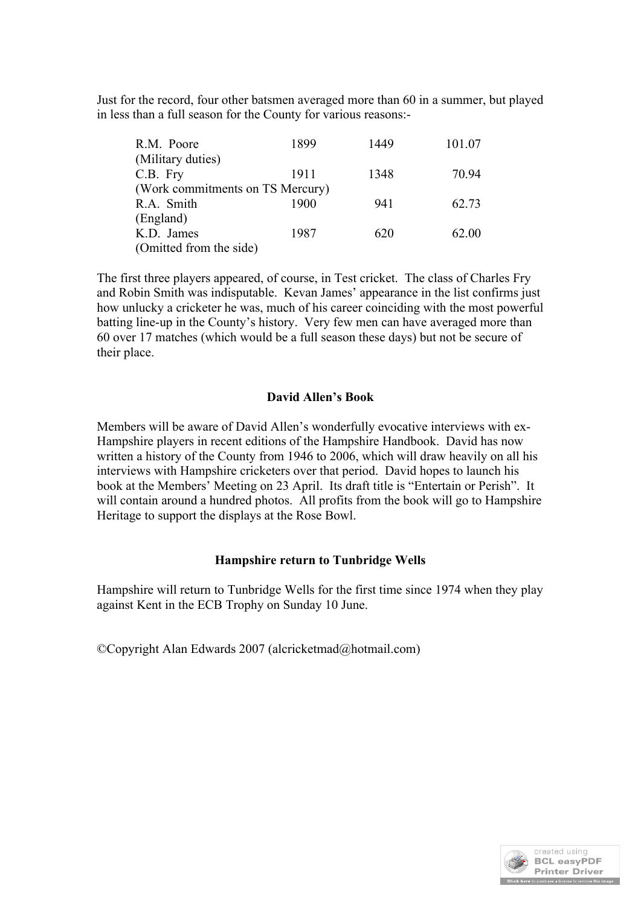Just for the record, four other batsmen averaged more than 60 in a summer, but played in less than a full season for the County for various reasons:-

| | | | |
|---|---|---|---|
| R.M. Poore (Military duties) | 1899 | 1449 | 101.07 |
| C.B. Fry (Work commitments on TS Mercury) | 1911 | 1348 | 70.94 |
| R.A. Smith (England) | 1900 | 941 | 62.73 |
| K.D. James (Omitted from the side) | 1987 | 620 | 62.00 |

The first three players appeared, of course, in Test cricket. The class of Charles Fry and Robin Smith was indisputable. Kevan James' appearance in the list confirms just how unlucky a cricketer he was, much of his career coinciding with the most powerful batting line-up in the County's history. Very few men can have averaged more than 60 over 17 matches (which would be a full season these days) but not be secure of their place.

**David Allen's Book**

Members will be aware of David Allen's wonderfully evocative interviews with ex-Hampshire players in recent editions of the Hampshire Handbook. David has now written a history of the County from 1946 to 2006, which will draw heavily on all his interviews with Hampshire cricketers over that period. David hopes to launch his book at the Members' Meeting on 23 April. Its draft title is "Entertain or Perish". It will contain around a hundred photos. All profits from the book will go to Hampshire Heritage to support the displays at the Rose Bowl.

**Hampshire return to Tunbridge Wells**

Hampshire will return to Tunbridge Wells for the first time since 1974 when they play against Kent in the ECB Trophy on Sunday 10 June.

©Copyright Alan Edwards 2007 (alcricketmad@hotmail.com)